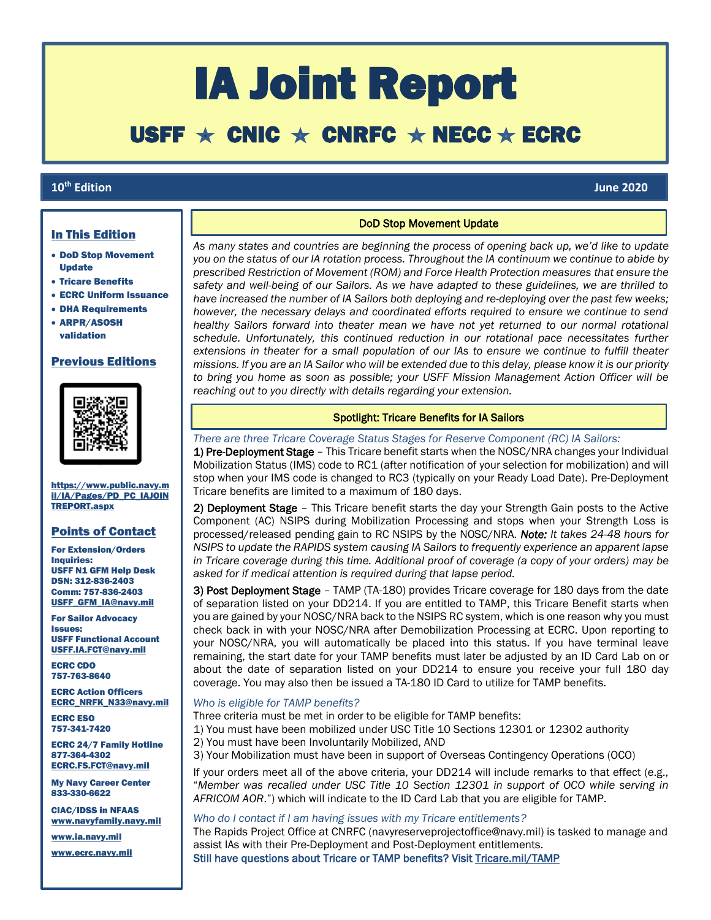# IA Joint Report

## USFF ★ CNIC ★ CNRFC ★ NECC ★ ECRC

**10th Edition** **June 2020**

### In This Edition

- **DoD Stop Movement Update**
- **Tricare Benefits**
- **ECRC Uniform Issuance**
- **DHA Requirements**
- **ARPR/ASOSH validation**

### Previous Editions

**https://www.public.navy.mil/IA/Pages/PD_PC_IAJOINTREPORT.aspx**

### Points of Contact

**For Extension/Orders Inquiries:**
**USFF N1 GFM Help Desk**
**DSN: 312-836-2403**
**Comm: 757-836-2403**
**USFF_GFM_IA@navy.mil**

**For Sailor Advocacy Issues:**
**USFF Functional Account**
**USFF.IA.FCT@navy.mil**

**ECRC CDO**
**757-763-8640**

**ECRC Action Officers**
**ECRC_NRFK_N33@navy.mil**

**ECRC ESO**
**757-341-7420**

**ECRC 24/7 Family Hotline**
**877-364-4302**
**ECRC.FS.FCT@navy.mil**

**My Navy Career Center**
**833-330-6622**

**CIAC/IDSS in NFAAS**
**www.navyfamily.navy.mil**

**www.ia.navy.mil**

**www.ecrc.navy.mil**

## DoD Stop Movement Update

*As many states and countries are beginning the process of opening back up, we'd like to update you on the status of our IA rotation process. Throughout the IA continuum we continue to abide by prescribed Restriction of Movement (ROM) and Force Health Protection measures that ensure the safety and well-being of our Sailors. As we have adapted to these guidelines, we are thrilled to have increased the number of IA Sailors both deploying and re-deploying over the past few weeks; however, the necessary delays and coordinated efforts required to ensure we continue to send healthy Sailors forward into theater mean we have not yet returned to our normal rotational schedule. Unfortunately, this continued reduction in our rotational pace necessitates further extensions in theater for a small population of our IAs to ensure we continue to fulfill theater missions. If you are an IA Sailor who will be extended due to this delay, please know it is our priority to bring you home as soon as possible; your USFF Mission Management Action Officer will be reaching out to you directly with details regarding your extension.*

## Spotlight: Tricare Benefits for IA Sailors

*There are three Tricare Coverage Status Stages for Reserve Component (RC) IA Sailors:*

1) Pre-Deployment Stage – This Tricare benefit starts when the NOSC/NRA changes your Individual Mobilization Status (IMS) code to RC1 (after notification of your selection for mobilization) and will stop when your IMS code is changed to RC3 (typically on your Ready Load Date). Pre-Deployment Tricare benefits are limited to a maximum of 180 days.

2) Deployment Stage – This Tricare benefit starts the day your Strength Gain posts to the Active Component (AC) NSIPS during Mobilization Processing and stops when your Strength Loss is processed/released pending gain to RC NSIPS by the NOSC/NRA. *Note: It takes 24-48 hours for NSIPS to update the RAPIDS system causing IA Sailors to frequently experience an apparent lapse in Tricare coverage during this time. Additional proof of coverage (a copy of your orders) may be asked for if medical attention is required during that lapse period.*

3) Post Deployment Stage – TAMP (TA-180) provides Tricare coverage for 180 days from the date of separation listed on your DD214. If you are entitled to TAMP, this Tricare Benefit starts when you are gained by your NOSC/NRA back to the NSIPS RC system, which is one reason why you must check back in with your NOSC/NRA after Demobilization Processing at ECRC. Upon reporting to your NOSC/NRA, you will automatically be placed into this status. If you have terminal leave remaining, the start date for your TAMP benefits must later be adjusted by an ID Card Lab on or about the date of separation listed on your DD214 to ensure you receive your full 180 day coverage. You may also then be issued a TA-180 ID Card to utilize for TAMP benefits.

*Who is eligible for TAMP benefits?*

Three criteria must be met in order to be eligible for TAMP benefits:
1) You must have been mobilized under USC Title 10 Sections 12301 or 12302 authority
2) You must have been Involuntarily Mobilized, AND
3) Your Mobilization must have been in support of Overseas Contingency Operations (OCO)

If your orders meet all of the above criteria, your DD214 will include remarks to that effect (e.g., "*Member was recalled under USC Title 10 Section 12301 in support of OCO while serving in AFRICOM AOR.*") which will indicate to the ID Card Lab that you are eligible for TAMP.

*Who do I contact if I am having issues with my Tricare entitlements?*

The Rapids Project Office at CNRFC (navyreserveprojectoffice@navy.mil) is tasked to manage and assist IAs with their Pre-Deployment and Post-Deployment entitlements.

Still have questions about Tricare or TAMP benefits? Visit Tricare.mil/TAMP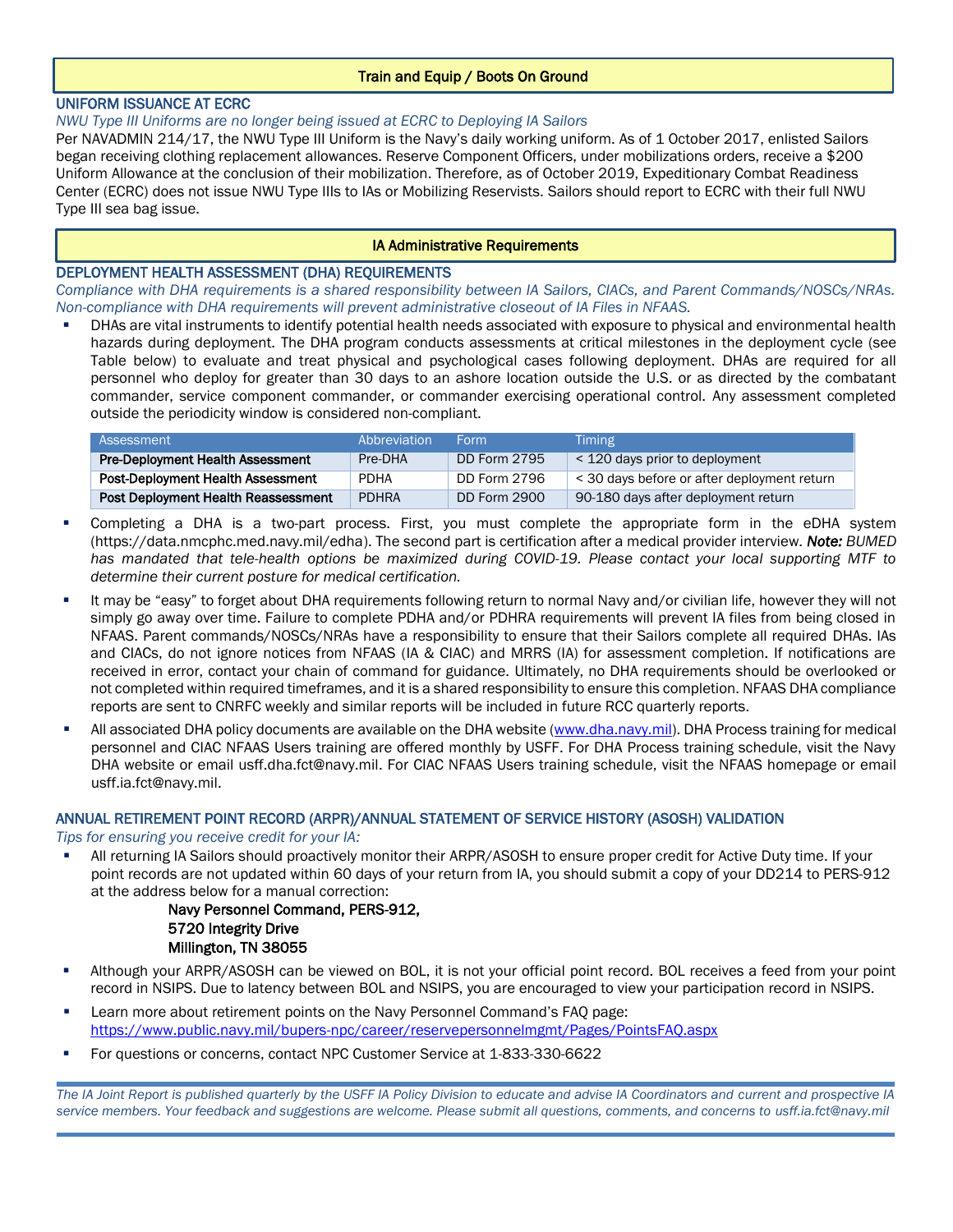## Train and Equip / Boots On Ground

### UNIFORM ISSUANCE AT ECRC

*NWU Type III Uniforms are no longer being issued at ECRC to Deploying IA Sailors*

Per NAVADMIN 214/17, the NWU Type III Uniform is the Navy's daily working uniform. As of 1 October 2017, enlisted Sailors began receiving clothing replacement allowances. Reserve Component Officers, under mobilizations orders, receive a $200 Uniform Allowance at the conclusion of their mobilization. Therefore, as of October 2019, Expeditionary Combat Readiness Center (ECRC) does not issue NWU Type IIIs to IAs or Mobilizing Reservists. Sailors should report to ECRC with their full NWU Type III sea bag issue.

## IA Administrative Requirements

### DEPLOYMENT HEALTH ASSESSMENT (DHA) REQUIREMENTS

*Compliance with DHA requirements is a shared responsibility between IA Sailors, CIACs, and Parent Commands/NOSCs/NRAs. Non-compliance with DHA requirements will prevent administrative closeout of IA Files in NFAAS.*

- DHAs are vital instruments to identify potential health needs associated with exposure to physical and environmental health hazards during deployment. The DHA program conducts assessments at critical milestones in the deployment cycle (see Table below) to evaluate and treat physical and psychological cases following deployment. DHAs are required for all personnel who deploy for greater than 30 days to an ashore location outside the U.S. or as directed by the combatant commander, service component commander, or commander exercising operational control. Any assessment completed outside the periodicity window is considered non-compliant.

| Assessment | Abbreviation | Form | Timing |
|---|---|---|---|
| **Pre-Deployment Health Assessment** | Pre-DHA | DD Form 2795 | < 120 days prior to deployment |
| **Post-Deployment Health Assessment** | PDHA | DD Form 2796 | < 30 days before or after deployment return |
| **Post Deployment Health Reassessment** | PDHRA | DD Form 2900 | 90-180 days after deployment return |

- Completing a DHA is a two-part process. First, you must complete the appropriate form in the eDHA system (https://data.nmcphc.med.navy.mil/edha). The second part is certification after a medical provider interview. ***Note:*** *BUMED has mandated that tele-health options be maximized during COVID-19. Please contact your local supporting MTF to determine their current posture for medical certification.*
- It may be "easy" to forget about DHA requirements following return to normal Navy and/or civilian life, however they will not simply go away over time. Failure to complete PDHA and/or PDHRA requirements will prevent IA files from being closed in NFAAS. Parent commands/NOSCs/NRAs have a responsibility to ensure that their Sailors complete all required DHAs. IAs and CIACs, do not ignore notices from NFAAS (IA & CIAC) and MRRS (IA) for assessment completion. If notifications are received in error, contact your chain of command for guidance. Ultimately, no DHA requirements should be overlooked or not completed within required timeframes, and it is a shared responsibility to ensure this completion. NFAAS DHA compliance reports are sent to CNRFC weekly and similar reports will be included in future RCC quarterly reports.
- All associated DHA policy documents are available on the DHA website (www.dha.navy.mil). DHA Process training for medical personnel and CIAC NFAAS Users training are offered monthly by USFF. For DHA Process training schedule, visit the Navy DHA website or email usff.dha.fct@navy.mil. For CIAC NFAAS Users training schedule, visit the NFAAS homepage or email usff.ia.fct@navy.mil.

### ANNUAL RETIREMENT POINT RECORD (ARPR)/ANNUAL STATEMENT OF SERVICE HISTORY (ASOSH) VALIDATION

*Tips for ensuring you receive credit for your IA:*

- All returning IA Sailors should proactively monitor their ARPR/ASOSH to ensure proper credit for Active Duty time. If your point records are not updated within 60 days of your return from IA, you should submit a copy of your DD214 to PERS-912 at the address below for a manual correction:

  **Navy Personnel Command, PERS-912,**
  **5720 Integrity Drive**
  **Millington, TN 38055**

- Although your ARPR/ASOSH can be viewed on BOL, it is not your official point record. BOL receives a feed from your point record in NSIPS. Due to latency between BOL and NSIPS, you are encouraged to view your participation record in NSIPS.
- Learn more about retirement points on the Navy Personnel Command's FAQ page: https://www.public.navy.mil/bupers-npc/career/reservepersonnelmgmt/Pages/PointsFAQ.aspx
- For questions or concerns, contact NPC Customer Service at 1-833-330-6622

*The IA Joint Report is published quarterly by the USFF IA Policy Division to educate and advise IA Coordinators and current and prospective IA service members. Your feedback and suggestions are welcome. Please submit all questions, comments, and concerns to usff.ia.fct@navy.mil*